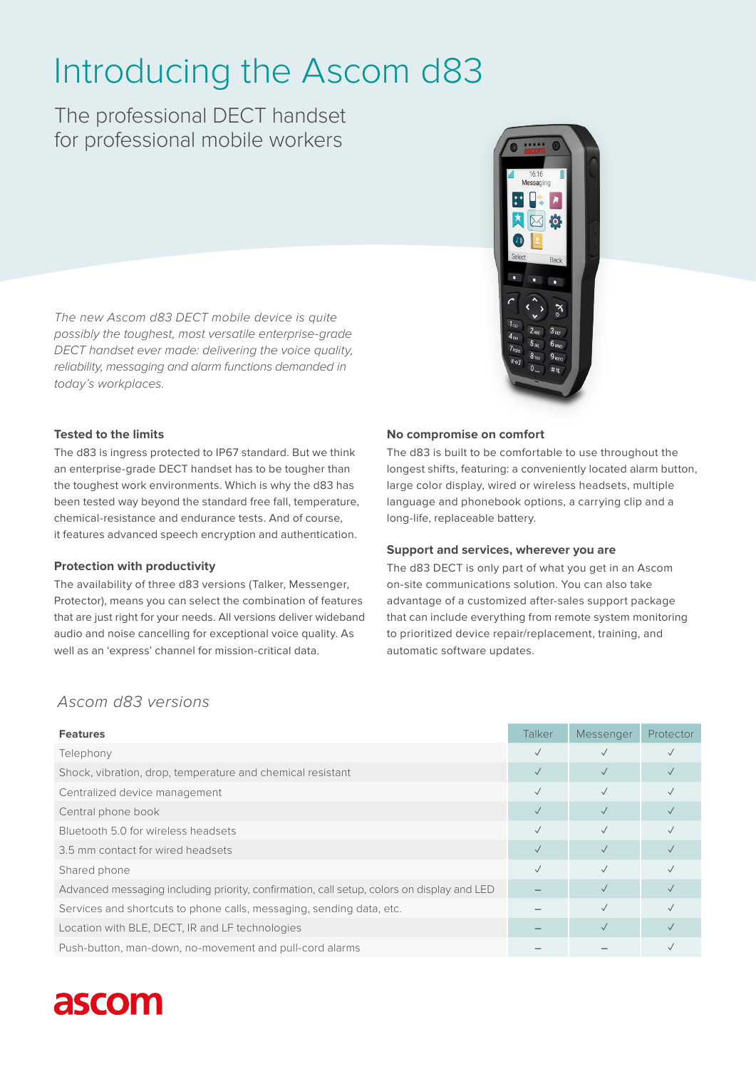# Introducing the Ascom d83

## The professional DECT handset for professional mobile workers

*The new Ascom d83 DECT mobile device is quite possibly the toughest, most versatile enterprise-grade DECT handset ever made: delivering the voice quality, reliability, messaging and alarm functions demanded in today's workplaces.*

### Tested to the limits

The d83 is ingress protected to IP67 standard. But we think an enterprise-grade DECT handset has to be tougher than the toughest work environments. Which is why the d83 has been tested way beyond the standard free fall, temperature, chemical-resistance and endurance tests. And of course, it features advanced speech encryption and authentication.

### Protection with productivity

The availability of three d83 versions (Talker, Messenger, Protector), means you can select the combination of features that are just right for your needs. All versions deliver wideband audio and noise cancelling for exceptional voice quality. As well as an 'express' channel for mission-critical data.

### No compromise on comfort

The d83 is built to be comfortable to use throughout the longest shifts, featuring: a conveniently located alarm button, large color display, wired or wireless headsets, multiple language and phonebook options, a carrying clip and a long-life, replaceable battery.

### Support and services, wherever you are

The d83 DECT is only part of what you get in an Ascom on-site communications solution. You can also take advantage of a customized after-sales support package that can include everything from remote system monitoring to prioritized device repair/replacement, training, and automatic software updates.

## *Ascom d83 versions*

| **Features** | Talker | Messenger | Protector |
|---|---|---|---|
| Telephony | ✓ | ✓ | ✓ |
| Shock, vibration, drop, temperature and chemical resistant | ✓ | ✓ | ✓ |
| Centralized device management | ✓ | ✓ | ✓ |
| Central phone book | ✓ | ✓ | ✓ |
| Bluetooth 5.0 for wireless headsets | ✓ | ✓ | ✓ |
| 3.5 mm contact for wired headsets | ✓ | ✓ | ✓ |
| Shared phone | ✓ | ✓ | ✓ |
| Advanced messaging including priority, confirmation, call setup, colors on display and LED | – | ✓ | ✓ |
| Services and shortcuts to phone calls, messaging, sending data, etc. | – | ✓ | ✓ |
| Location with BLE, DECT, IR and LF technologies | – | ✓ | ✓ |
| Push-button, man-down, no-movement and pull-cord alarms | – | – | ✓ |

ascom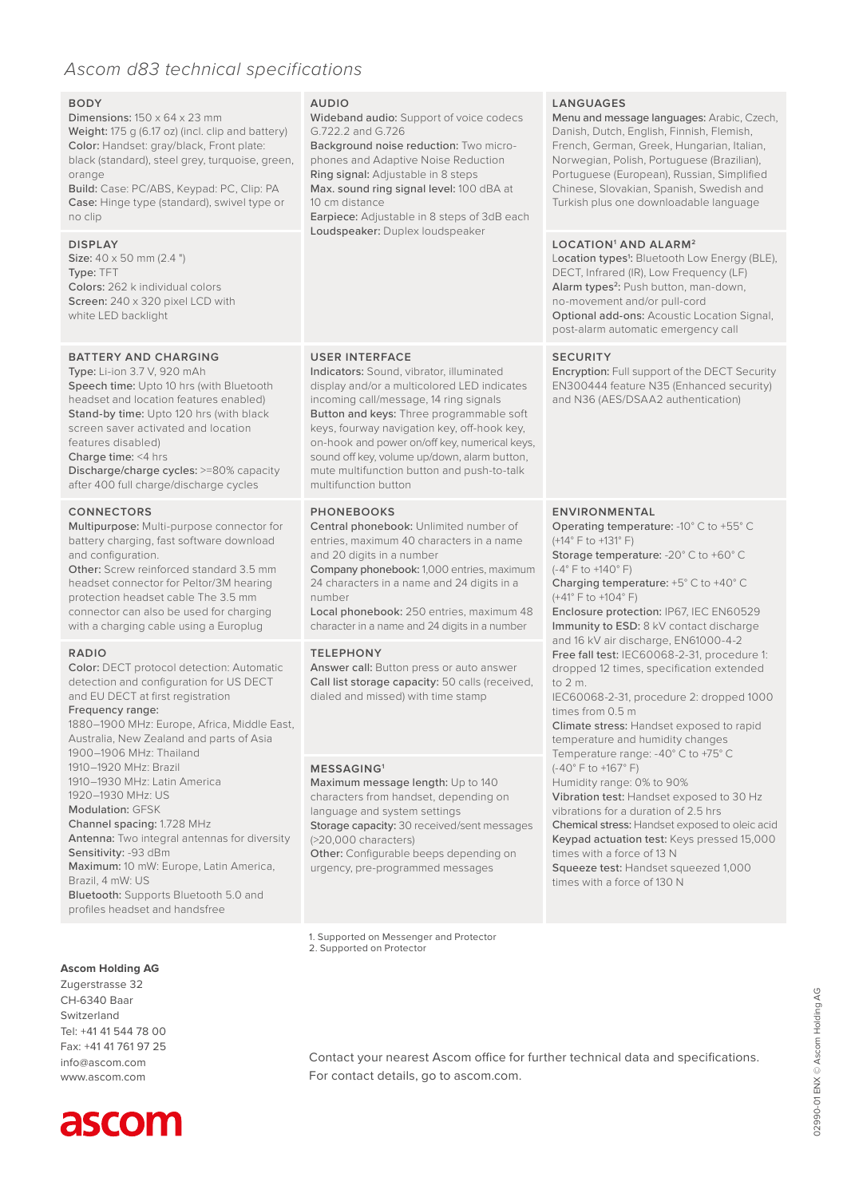# Ascom d83 technical specifications

## BODY

**Dimensions:** 150 x 64 x 23 mm
**Weight:** 175 g (6.17 oz) (incl. clip and battery)
**Color:** Handset: gray/black, Front plate: black (standard), steel grey, turquoise, green, orange
**Build:** Case: PC/ABS, Keypad: PC, Clip: PA
**Case:** Hinge type (standard), swivel type or no clip

## DISPLAY

**Size:** 40 x 50 mm (2.4 ")
**Type:** TFT
**Colors:** 262 k individual colors
**Screen:** 240 x 320 pixel LCD with white LED backlight

## BATTERY AND CHARGING

**Type:** Li-ion 3.7 V, 920 mAh
**Speech time:** Upto 10 hrs (with Bluetooth headset and location features enabled)
**Stand-by time:** Upto 120 hrs (with black screen saver activated and location features disabled)
**Charge time:** <4 hrs
**Discharge/charge cycles:** >=80% capacity after 400 full charge/discharge cycles

## CONNECTORS

**Multipurpose:** Multi-purpose connector for battery charging, fast software download and configuration.
**Other:** Screw reinforced standard 3.5 mm headset connector for Peltor/3M hearing protection headset cable The 3.5 mm connector can also be used for charging with a charging cable using a Europlug

## RADIO

**Color:** DECT protocol detection: Automatic detection and configuration for US DECT and EU DECT at first registration
**Frequency range:**
1880–1900 MHz: Europe, Africa, Middle East, Australia, New Zealand and parts of Asia
1900–1906 MHz: Thailand
1910–1920 MHz: Brazil
1910–1930 MHz: Latin America
1920–1930 MHz: US
**Modulation:** GFSK
**Channel spacing:** 1.728 MHz
**Antenna:** Two integral antennas for diversity
**Sensitivity:** -93 dBm
**Maximum:** 10 mW: Europe, Latin America, Brazil, 4 mW: US
**Bluetooth:** Supports Bluetooth 5.0 and profiles headset and handsfree

## AUDIO

**Wideband audio:** Support of voice codecs G.722.2 and G.726
**Background noise reduction:** Two microphones and Adaptive Noise Reduction
**Ring signal:** Adjustable in 8 steps
**Max. sound ring signal level:** 100 dBA at 10 cm distance
**Earpiece:** Adjustable in 8 steps of 3dB each
**Loudspeaker:** Duplex loudspeaker

## USER INTERFACE

**Indicators:** Sound, vibrator, illuminated display and/or a multicolored LED indicates incoming call/message, 14 ring signals
**Button and keys:** Three programmable soft keys, fourway navigation key, off-hook key, on-hook and power on/off key, numerical keys, sound off key, volume up/down, alarm button, mute multifunction button and push-to-talk multifunction button

## PHONEBOOKS

**Central phonebook:** Unlimited number of entries, maximum 40 characters in a name and 20 digits in a number
**Company phonebook:** 1,000 entries, maximum 24 characters in a name and 24 digits in a number
**Local phonebook:** 250 entries, maximum 48 character in a name and 24 digits in a number

## TELEPHONY

**Answer call:** Button press or auto answer
**Call list storage capacity:** 50 calls (received, dialed and missed) with time stamp

## MESSAGING[1]

**Maximum message length:** Up to 140 characters from handset, depending on language and system settings
**Storage capacity:** 30 received/sent messages (>20,000 characters)
**Other:** Configurable beeps depending on urgency, pre-programmed messages

## LANGUAGES

**Menu and message languages:** Arabic, Czech, Danish, Dutch, English, Finnish, Flemish, French, German, Greek, Hungarian, Italian, Norwegian, Polish, Portuguese (Brazilian), Portuguese (European), Russian, Simplified Chinese, Slovakian, Spanish, Swedish and Turkish plus one downloadable language

## LOCATION[1] AND ALARM[2]

**Location types[1]:** Bluetooth Low Energy (BLE), DECT, Infrared (IR), Low Frequency (LF)
**Alarm types[2]:** Push button, man-down, no-movement and/or pull-cord
**Optional add-ons:** Acoustic Location Signal, post-alarm automatic emergency call

## SECURITY

**Encryption:** Full support of the DECT Security EN300444 feature N35 (Enhanced security) and N36 (AES/DSAA2 authentication)

## ENVIRONMENTAL

**Operating temperature:** -10° C to +55° C (+14° F to +131° F)
**Storage temperature:** -20° C to +60° C (-4° F to +140° F)
**Charging temperature:** +5° C to +40° C (+41° F to +104° F)
**Enclosure protection:** IP67, IEC EN60529
**Immunity to ESD:** 8 kV contact discharge and 16 kV air discharge, EN61000-4-2
**Free fall test:** IEC60068-2-31, procedure 1: dropped 12 times, specification extended to 2 m.
IEC60068-2-31, procedure 2: dropped 1000 times from 0.5 m
**Climate stress:** Handset exposed to rapid temperature and humidity changes
Temperature range: -40° C to +75° C (-40° F to +167° F)
Humidity range: 0% to 90%
**Vibration test:** Handset exposed to 30 Hz vibrations for a duration of 2.5 hrs
**Chemical stress:** Handset exposed to oleic acid
**Keypad actuation test:** Keys pressed 15,000 times with a force of 13 N
**Squeeze test:** Handset squeezed 1,000 times with a force of 130 N

1. Supported on Messenger and Protector
2. Supported on Protector

**Ascom Holding AG**
Zugerstrasse 32
CH-6340 Baar
Switzerland
Tel: +41 41 544 78 00
Fax: +41 41 761 97 25
info@ascom.com
www.ascom.com

Contact your nearest Ascom office for further technical data and specifications.
For contact details, go to ascom.com.

ascom

02990-01 ENX © Ascom Holding AG